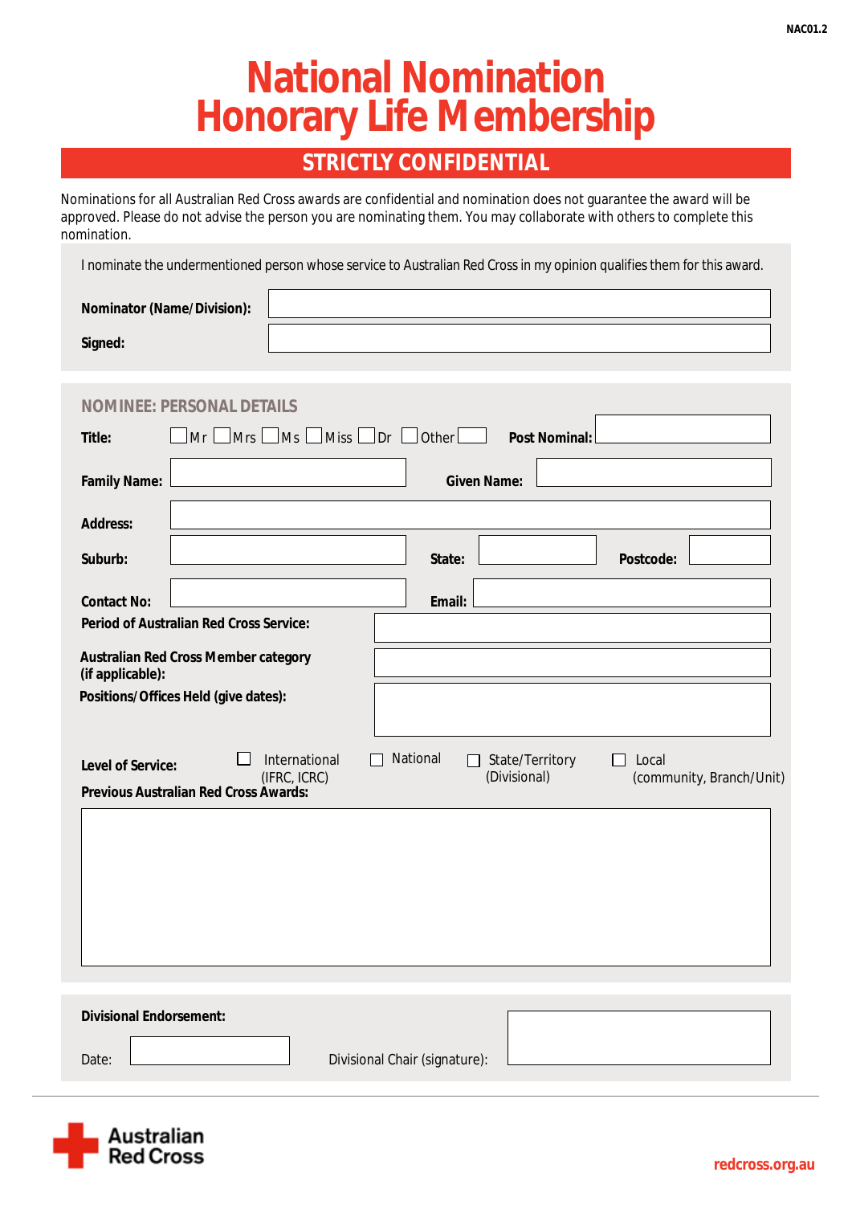NAC01.2

# National Nomination Honorary Life Membership

## STRICTLY CONFIDENTIAL

Nominations for all Australian Red Cross awards are confidential and nomination does not guarantee the award will be approved. Please do not advise the person you are nominating them. You may collaborate with others to complete this nomination.

I nominate the undermentioned person whose service to Australian Red Cross in my opinion qualifies them for this award.

**Nominator (Name/Division):**

**Signed:**

### NOMINEE: PERSONAL DETAILS

**Title:** ☐ Mr ☐ Mrs ☐ Ms ☐ Miss ☐ Dr ☐ Other

**Post Nominal:**

**Family Name:**

**Given Name:**

**Address:**

**Suburb:**

**State:**

**Postcode:**

**Contact No:**

**Email:**

**Period of Australian Red Cross Service:**

**Australian Red Cross Member category (if applicable):**

**Positions/Offices Held (give dates):**

**Level of Service:** ☐ International (IFRC, ICRC) ☐ National ☐ State/Territory (Divisional) ☐ Local (community, Branch/Unit)

**Previous Australian Red Cross Awards:**

**Divisional Endorsement:**

Date:

Divisional Chair (signature):

Australian Red Cross

redcross.org.au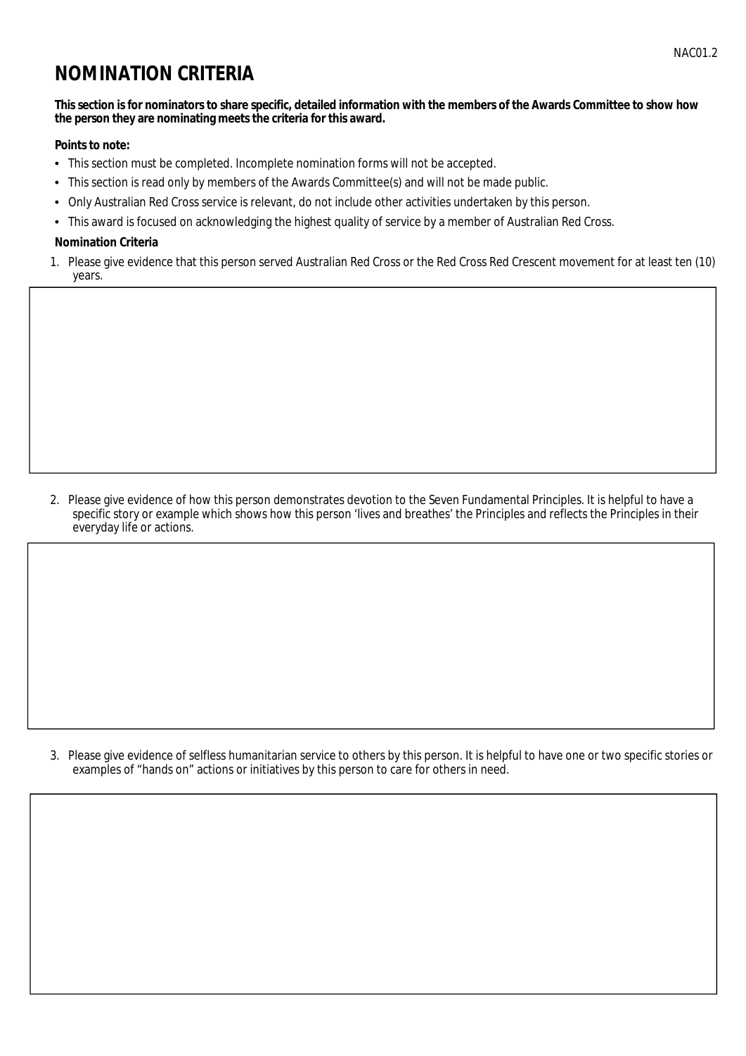# NOMINATION CRITERIA

**This section is for nominators to share specific, detailed information with the members of the Awards Committee to show how the person they are nominating meets the criteria for this award.**

**Points to note:**

- This section must be completed. Incomplete nomination forms will not be accepted.
- This section is read only by members of the Awards Committee(s) and will not be made public.
- Only Australian Red Cross service is relevant, do not include other activities undertaken by this person.
- This award is focused on acknowledging the highest quality of service by a member of Australian Red Cross.

**Nomination Criteria**

1. Please give evidence that this person served Australian Red Cross or the Red Cross Red Crescent movement for at least ten (10) years.

2. Please give evidence of how this person demonstrates devotion to the Seven Fundamental Principles. It is helpful to have a specific story or example which shows how this person 'lives and breathes' the Principles and reflects the Principles in their everyday life or actions.

3. Please give evidence of selfless humanitarian service to others by this person. It is helpful to have one or two specific stories or examples of "hands on" actions or initiatives by this person to care for others in need.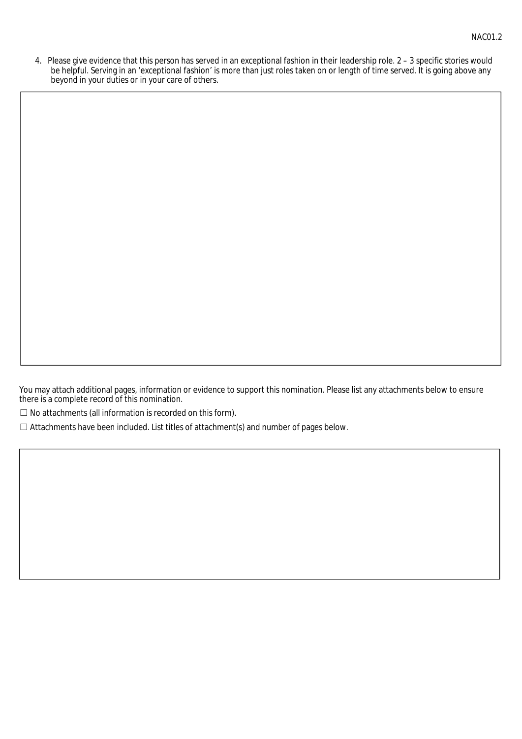4. Please give evidence that this person has served in an exceptional fashion in their leadership role. 2 – 3 specific stories would be helpful. Serving in an 'exceptional fashion' is more than just roles taken on or length of time served. It is going above any beyond in your duties or in your care of others.

You may attach additional pages, information or evidence to support this nomination. Please list any attachments below to ensure there is a complete record of this nomination.

☐ No attachments (all information is recorded on this form).

☐ Attachments have been included. List titles of attachment(s) and number of pages below.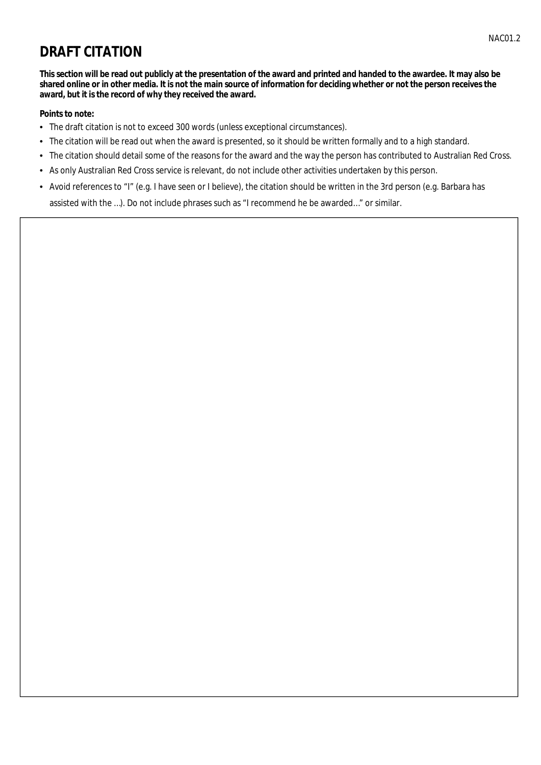# DRAFT CITATION

**This section will be read out publicly at the presentation of the award and printed and handed to the awardee. It may also be shared online or in other media. It is not the main source of information for deciding whether or not the person receives the award, but it is the record of why they received the award.**

**Points to note:**

- The draft citation is not to exceed 300 words (unless exceptional circumstances).
- The citation will be read out when the award is presented, so it should be written formally and to a high standard.
- The citation should detail some of the reasons for the award and the way the person has contributed to Australian Red Cross.
- As only Australian Red Cross service is relevant, do not include other activities undertaken by this person.
- Avoid references to "I" (e.g. I have seen or I believe), the citation should be written in the 3rd person (e.g. Barbara has assisted with the …). Do not include phrases such as "I recommend he be awarded…" or similar.